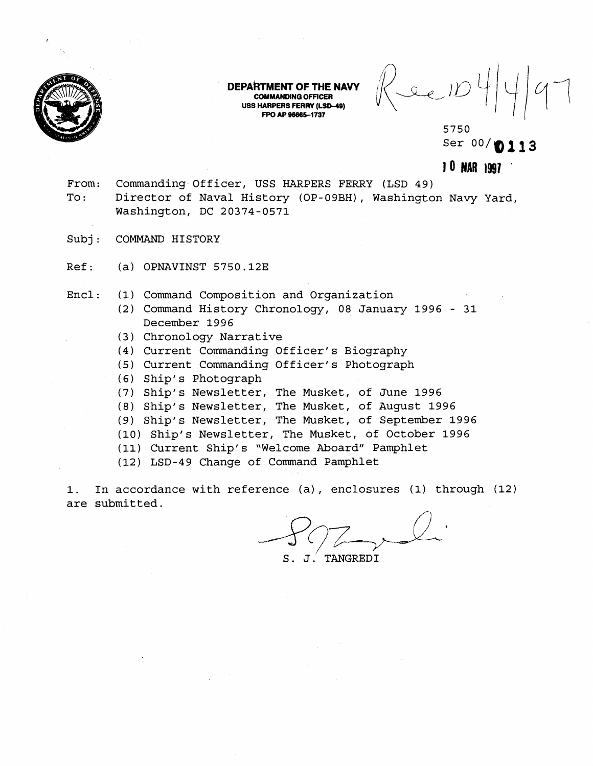**DEPARTMENT OF THE NAVY**
**COMMANDING OFFICER**
**USS HARPERS FERRY (LSD-49)**
**FPO AP 96665-1737**

Rec'd 4/4/97

5750
Ser 00/0113
10 MAR 1997

From: Commanding Officer, USS HARPERS FERRY (LSD 49)
To: Director of Naval History (OP-09BH), Washington Navy Yard, Washington, DC 20374-0571

Subj: COMMAND HISTORY

Ref: (a) OPNAVINST 5750.12E

Encl:
(1) Command Composition and Organization
(2) Command History Chronology, 08 January 1996 - 31 December 1996
(3) Chronology Narrative
(4) Current Commanding Officer's Biography
(5) Current Commanding Officer's Photograph
(6) Ship's Photograph
(7) Ship's Newsletter, The Musket, of June 1996
(8) Ship's Newsletter, The Musket, of August 1996
(9) Ship's Newsletter, The Musket, of September 1996
(10) Ship's Newsletter, The Musket, of October 1996
(11) Current Ship's "Welcome Aboard" Pamphlet
(12) LSD-49 Change of Command Pamphlet

1. In accordance with reference (a), enclosures (1) through (12) are submitted.

S. J. TANGREDI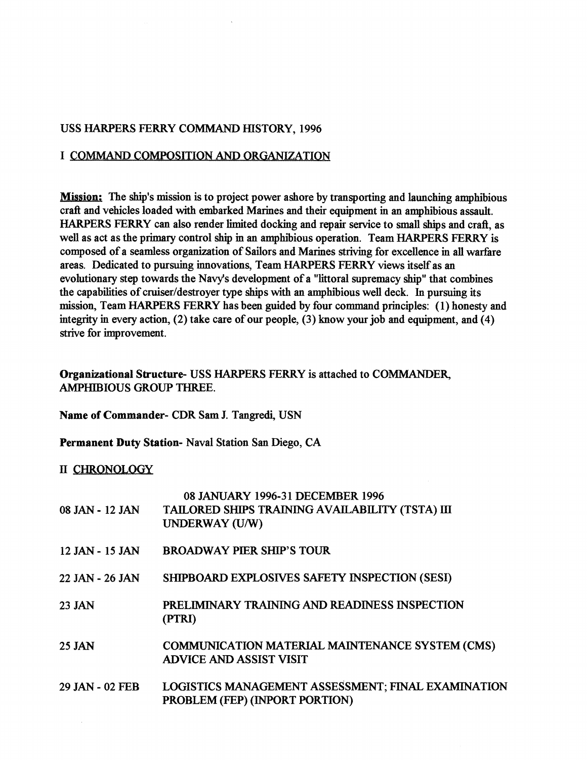USS HARPERS FERRY COMMAND HISTORY, 1996

I <u>COMMAND COMPOSITION AND ORGANIZATION</u>

**Mission:** The ship's mission is to project power ashore by transporting and launching amphibious craft and vehicles loaded with embarked Marines and their equipment in an amphibious assault. HARPERS FERRY can also render limited docking and repair service to small ships and craft, as well as act as the primary control ship in an amphibious operation. Team HARPERS FERRY is composed of a seamless organization of Sailors and Marines striving for excellence in all warfare areas. Dedicated to pursuing innovations, Team HARPERS FERRY views itself as an evolutionary step towards the Navy's development of a "littoral supremacy ship" that combines the capabilities of cruiser/destroyer type ships with an amphibious well deck. In pursuing its mission, Team HARPERS FERRY has been guided by four command principles: (1) honesty and integrity in every action, (2) take care of our people, (3) know your job and equipment, and (4) strive for improvement.

**Organizational Structure**- USS HARPERS FERRY is attached to COMMANDER, AMPHIBIOUS GROUP THREE.

**Name of Commander**- CDR Sam J. Tangredi, USN

**Permanent Duty Station**- Naval Station San Diego, CA

II <u>CHRONOLOGY</u>

| | 08 JANUARY 1996-31 DECEMBER 1996 |
|---|---|
| 08 JAN - 12 JAN | TAILORED SHIPS TRAINING AVAILABILITY (TSTA) III UNDERWAY (U/W) |
| 12 JAN - 15 JAN | BROADWAY PIER SHIP'S TOUR |
| 22 JAN - 26 JAN | SHIPBOARD EXPLOSIVES SAFETY INSPECTION (SESI) |
| 23 JAN | PRELIMINARY TRAINING AND READINESS INSPECTION (PTRI) |
| 25 JAN | COMMUNICATION MATERIAL MAINTENANCE SYSTEM (CMS) ADVICE AND ASSIST VISIT |
| 29 JAN - 02 FEB | LOGISTICS MANAGEMENT ASSESSMENT; FINAL EXAMINATION PROBLEM (FEP) (INPORT PORTION) |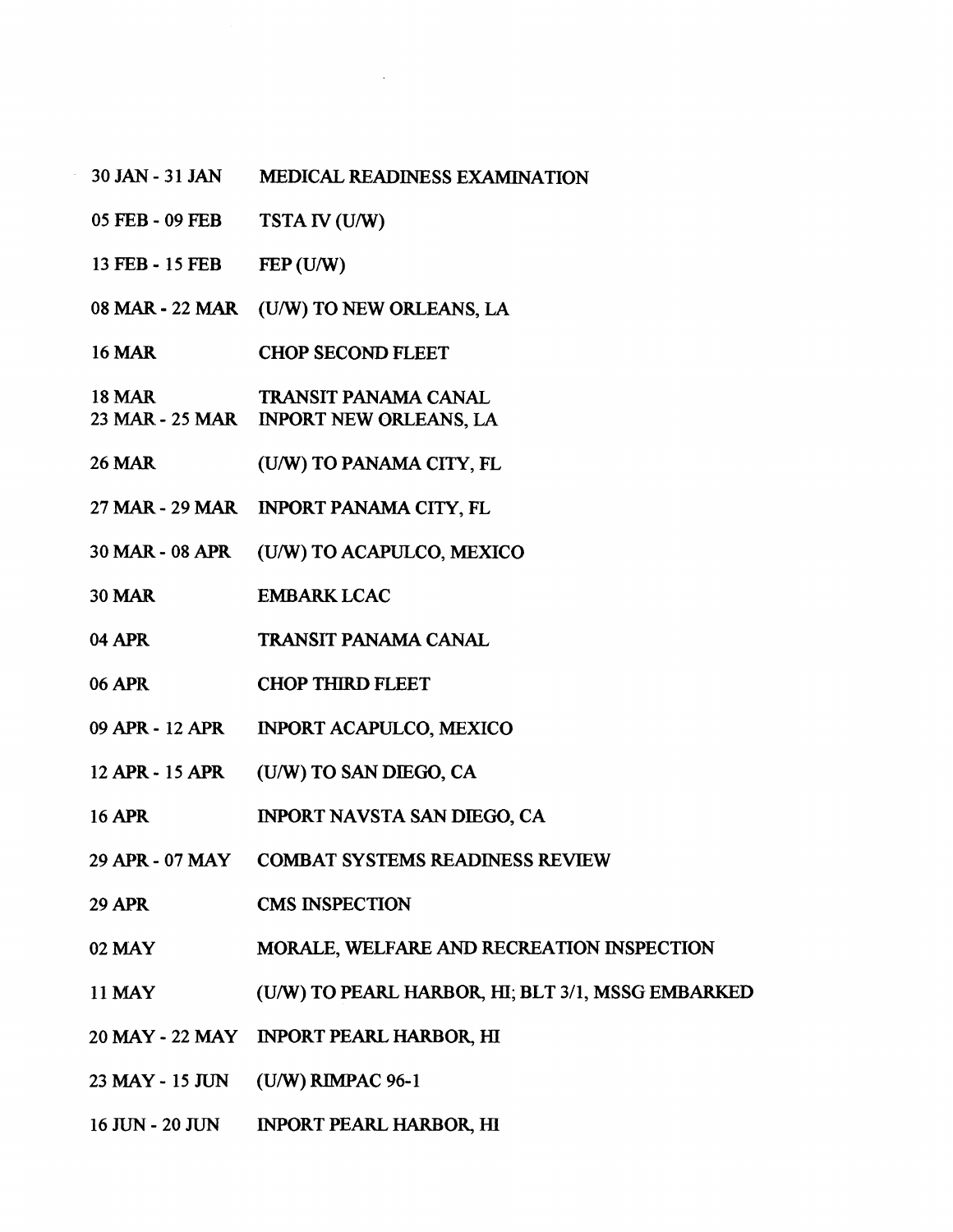| | |
|---|---|
| 30 JAN - 31 JAN | MEDICAL READINESS EXAMINATION |
| 05 FEB - 09 FEB | TSTA IV (U/W) |
| 13 FEB - 15 FEB | FEP (U/W) |
| 08 MAR - 22 MAR | (U/W) TO NEW ORLEANS, LA |
| 16 MAR | CHOP SECOND FLEET |
| 18 MAR | TRANSIT PANAMA CANAL |
| 23 MAR - 25 MAR | INPORT NEW ORLEANS, LA |
| 26 MAR | (U/W) TO PANAMA CITY, FL |
| 27 MAR - 29 MAR | INPORT PANAMA CITY, FL |
| 30 MAR - 08 APR | (U/W) TO ACAPULCO, MEXICO |
| 30 MAR | EMBARK LCAC |
| 04 APR | TRANSIT PANAMA CANAL |
| 06 APR | CHOP THIRD FLEET |
| 09 APR - 12 APR | INPORT ACAPULCO, MEXICO |
| 12 APR - 15 APR | (U/W) TO SAN DIEGO, CA |
| 16 APR | INPORT NAVSTA SAN DIEGO, CA |
| 29 APR - 07 MAY | COMBAT SYSTEMS READINESS REVIEW |
| 29 APR | CMS INSPECTION |
| 02 MAY | MORALE, WELFARE AND RECREATION INSPECTION |
| 11 MAY | (U/W) TO PEARL HARBOR, HI; BLT 3/1, MSSG EMBARKED |
| 20 MAY - 22 MAY | INPORT PEARL HARBOR, HI |
| 23 MAY - 15 JUN | (U/W) RIMPAC 96-1 |
| 16 JUN - 20 JUN | INPORT PEARL HARBOR, HI |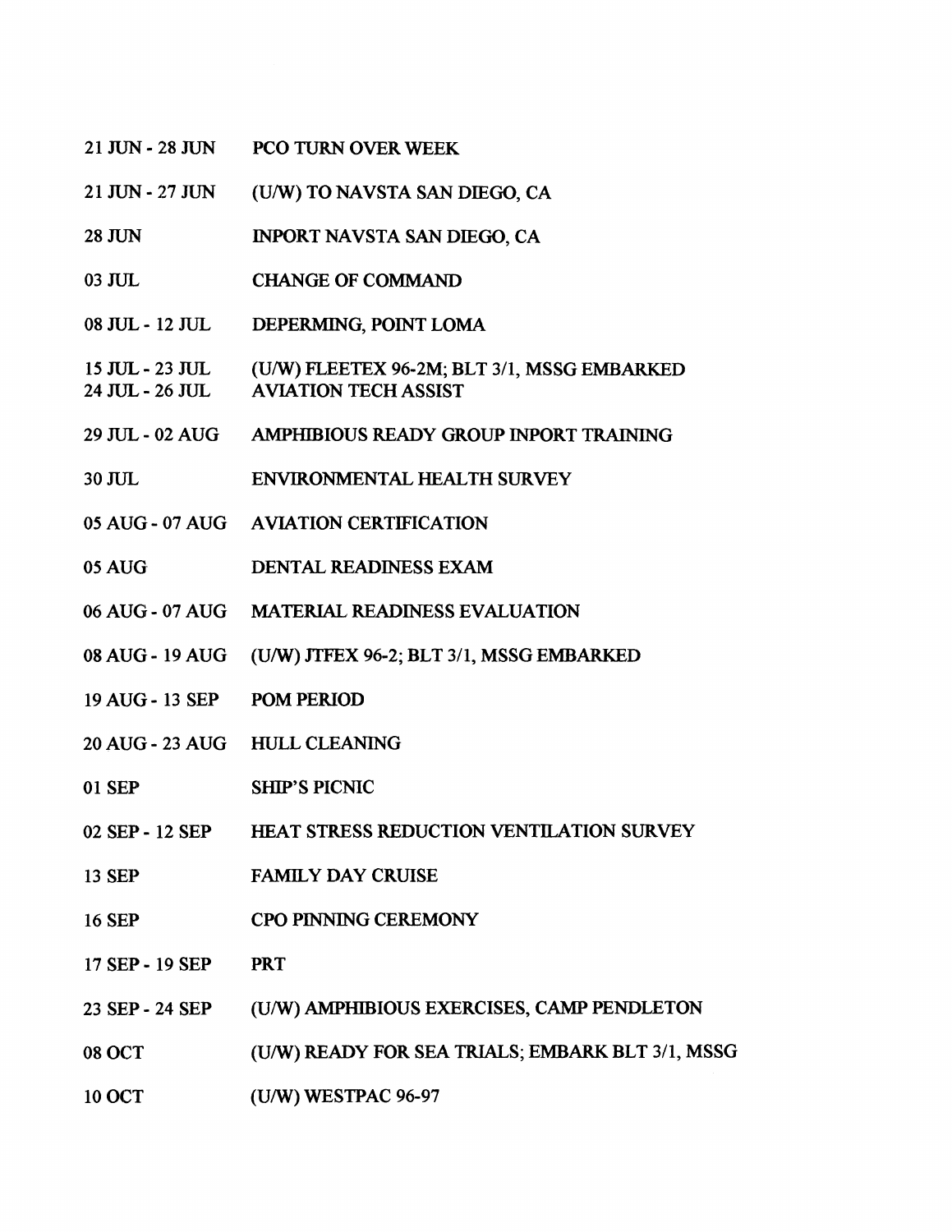| | |
|---|---|
| 21 JUN - 28 JUN | PCO TURN OVER WEEK |
| 21 JUN - 27 JUN | (U/W) TO NAVSTA SAN DIEGO, CA |
| 28 JUN | INPORT NAVSTA SAN DIEGO, CA |
| 03 JUL | CHANGE OF COMMAND |
| 08 JUL - 12 JUL | DEPERMING, POINT LOMA |
| 15 JUL - 23 JUL | (U/W) FLEETEX 96-2M; BLT 3/1, MSSG EMBARKED |
| 24 JUL - 26 JUL | AVIATION TECH ASSIST |
| 29 JUL - 02 AUG | AMPHIBIOUS READY GROUP INPORT TRAINING |
| 30 JUL | ENVIRONMENTAL HEALTH SURVEY |
| 05 AUG - 07 AUG | AVIATION CERTIFICATION |
| 05 AUG | DENTAL READINESS EXAM |
| 06 AUG - 07 AUG | MATERIAL READINESS EVALUATION |
| 08 AUG - 19 AUG | (U/W) JTFEX 96-2; BLT 3/1, MSSG EMBARKED |
| 19 AUG - 13 SEP | POM PERIOD |
| 20 AUG - 23 AUG | HULL CLEANING |
| 01 SEP | SHIP'S PICNIC |
| 02 SEP - 12 SEP | HEAT STRESS REDUCTION VENTILATION SURVEY |
| 13 SEP | FAMILY DAY CRUISE |
| 16 SEP | CPO PINNING CEREMONY |
| 17 SEP - 19 SEP | PRT |
| 23 SEP - 24 SEP | (U/W) AMPHIBIOUS EXERCISES, CAMP PENDLETON |
| 08 OCT | (U/W) READY FOR SEA TRIALS; EMBARK BLT 3/1, MSSG |
| 10 OCT | (U/W) WESTPAC 96-97 |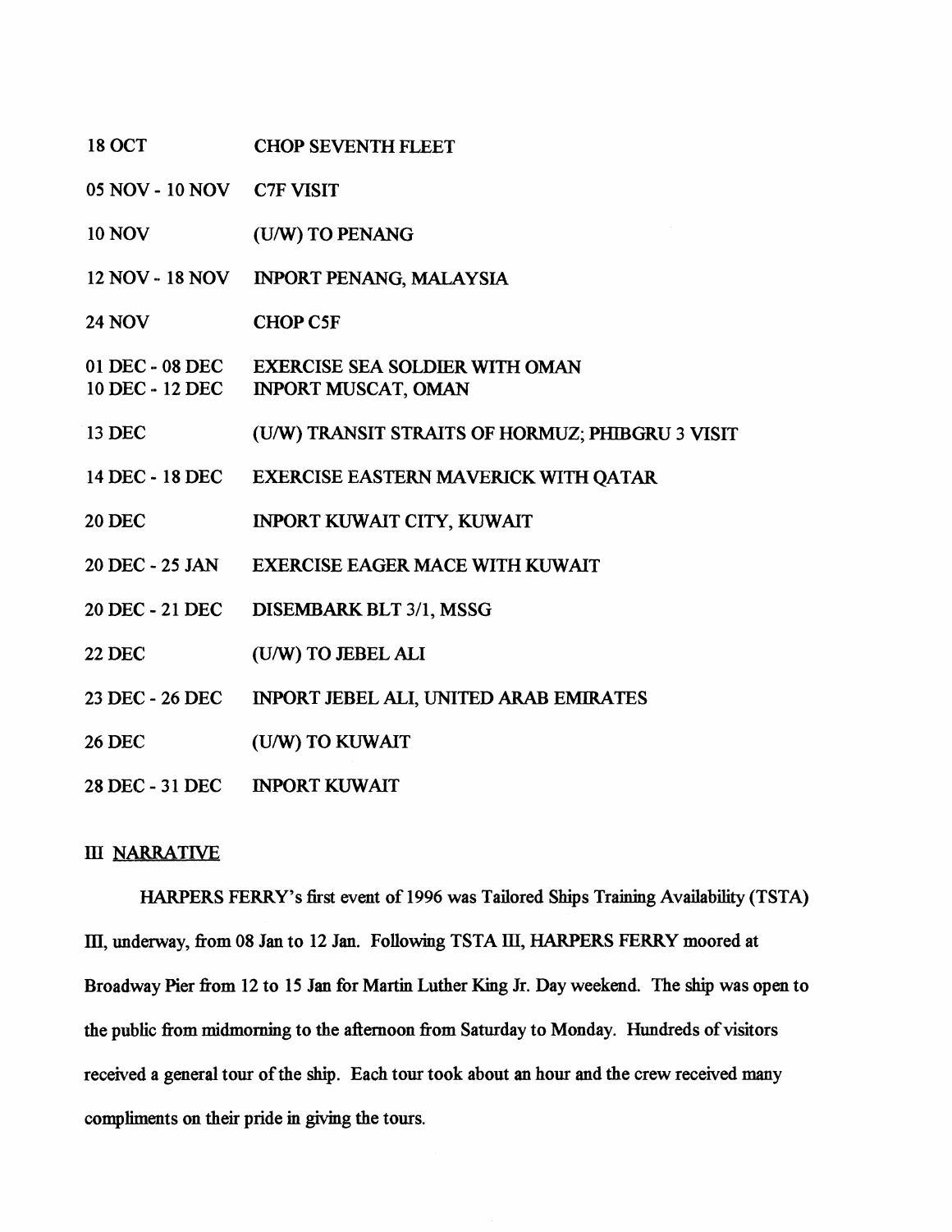| | |
|---|---|
| 18 OCT | CHOP SEVENTH FLEET |
| 05 NOV - 10 NOV | C7F VISIT |
| 10 NOV | (U/W) TO PENANG |
| 12 NOV - 18 NOV | INPORT PENANG, MALAYSIA |
| 24 NOV | CHOP C5F |
| 01 DEC - 08 DEC | EXERCISE SEA SOLDIER WITH OMAN |
| 10 DEC - 12 DEC | INPORT MUSCAT, OMAN |
| 13 DEC | (U/W) TRANSIT STRAITS OF HORMUZ; PHIBGRU 3 VISIT |
| 14 DEC - 18 DEC | EXERCISE EASTERN MAVERICK WITH QATAR |
| 20 DEC | INPORT KUWAIT CITY, KUWAIT |
| 20 DEC - 25 JAN | EXERCISE EAGER MACE WITH KUWAIT |
| 20 DEC - 21 DEC | DISEMBARK BLT 3/1, MSSG |
| 22 DEC | (U/W) TO JEBEL ALI |
| 23 DEC - 26 DEC | INPORT JEBEL ALI, UNITED ARAB EMIRATES |
| 26 DEC | (U/W) TO KUWAIT |
| 28 DEC - 31 DEC | INPORT KUWAIT |

## III NARRATIVE

HARPERS FERRY's first event of 1996 was Tailored Ships Training Availability (TSTA) III, underway, from 08 Jan to 12 Jan. Following TSTA III, HARPERS FERRY moored at Broadway Pier from 12 to 15 Jan for Martin Luther King Jr. Day weekend. The ship was open to the public from midmorning to the afternoon from Saturday to Monday. Hundreds of visitors received a general tour of the ship. Each tour took about an hour and the crew received many compliments on their pride in giving the tours.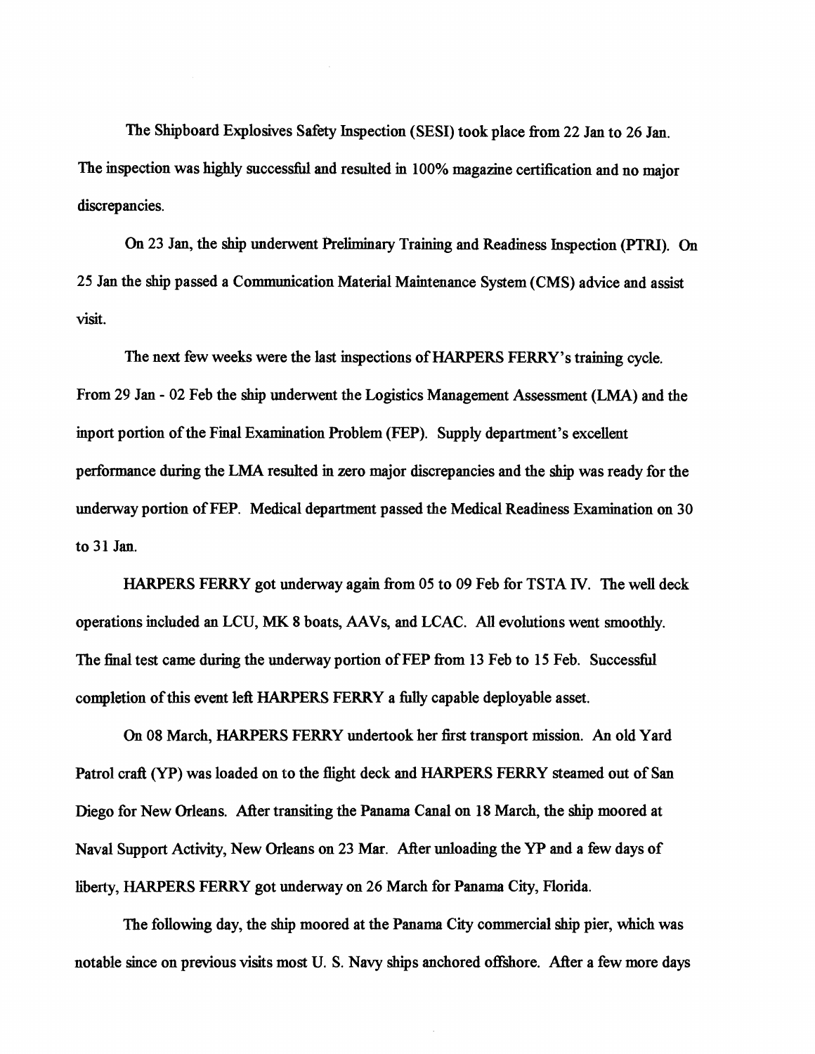The Shipboard Explosives Safety Inspection (SESI) took place from 22 Jan to 26 Jan. The inspection was highly successful and resulted in 100% magazine certification and no major discrepancies.

On 23 Jan, the ship underwent Preliminary Training and Readiness Inspection (PTRI). On 25 Jan the ship passed a Communication Material Maintenance System (CMS) advice and assist visit.

The next few weeks were the last inspections of HARPERS FERRY's training cycle. From 29 Jan - 02 Feb the ship underwent the Logistics Management Assessment (LMA) and the inport portion of the Final Examination Problem (FEP). Supply department's excellent performance during the LMA resulted in zero major discrepancies and the ship was ready for the underway portion of FEP. Medical department passed the Medical Readiness Examination on 30 to 31 Jan.

HARPERS FERRY got underway again from 05 to 09 Feb for TSTA IV. The well deck operations included an LCU, MK 8 boats, AAVs, and LCAC. All evolutions went smoothly. The final test came during the underway portion of FEP from 13 Feb to 15 Feb. Successful completion of this event left HARPERS FERRY a fully capable deployable asset.

On 08 March, HARPERS FERRY undertook her first transport mission. An old Yard Patrol craft (YP) was loaded on to the flight deck and HARPERS FERRY steamed out of San Diego for New Orleans. After transiting the Panama Canal on 18 March, the ship moored at Naval Support Activity, New Orleans on 23 Mar. After unloading the YP and a few days of liberty, HARPERS FERRY got underway on 26 March for Panama City, Florida.

The following day, the ship moored at the Panama City commercial ship pier, which was notable since on previous visits most U. S. Navy ships anchored offshore. After a few more days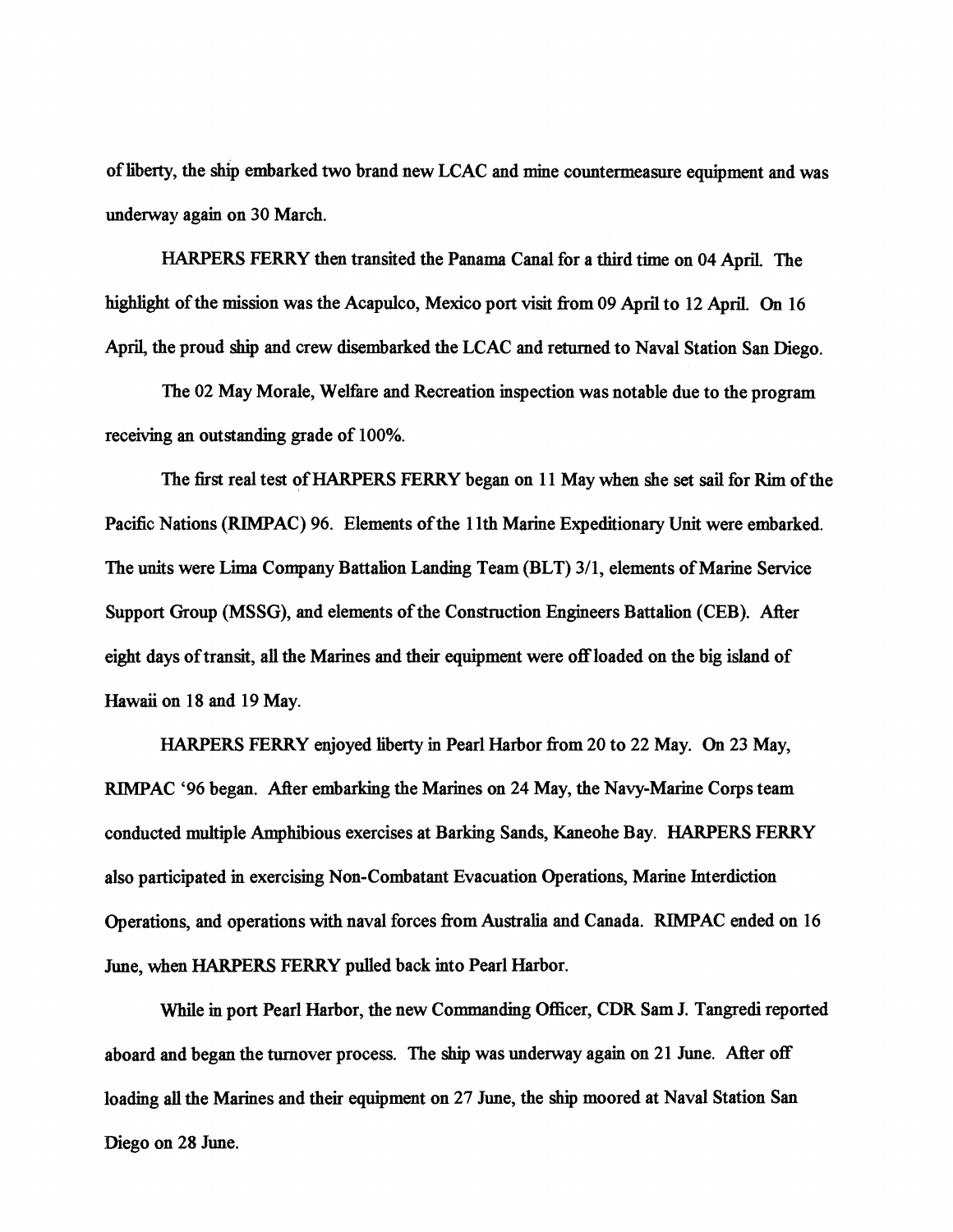of liberty, the ship embarked two brand new LCAC and mine countermeasure equipment and was underway again on 30 March.

HARPERS FERRY then transited the Panama Canal for a third time on 04 April. The highlight of the mission was the Acapulco, Mexico port visit from 09 April to 12 April. On 16 April, the proud ship and crew disembarked the LCAC and returned to Naval Station San Diego.

The 02 May Morale, Welfare and Recreation inspection was notable due to the program receiving an outstanding grade of 100%.

The first real test of HARPERS FERRY began on 11 May when she set sail for Rim of the Pacific Nations (RIMPAC) 96. Elements of the 11th Marine Expeditionary Unit were embarked. The units were Lima Company Battalion Landing Team (BLT) 3/1, elements of Marine Service Support Group (MSSG), and elements of the Construction Engineers Battalion (CEB). After eight days of transit, all the Marines and their equipment were off loaded on the big island of Hawaii on 18 and 19 May.

HARPERS FERRY enjoyed liberty in Pearl Harbor from 20 to 22 May. On 23 May, RIMPAC '96 began. After embarking the Marines on 24 May, the Navy-Marine Corps team conducted multiple Amphibious exercises at Barking Sands, Kaneohe Bay. HARPERS FERRY also participated in exercising Non-Combatant Evacuation Operations, Marine Interdiction Operations, and operations with naval forces from Australia and Canada. RIMPAC ended on 16 June, when HARPERS FERRY pulled back into Pearl Harbor.

While in port Pearl Harbor, the new Commanding Officer, CDR Sam J. Tangredi reported aboard and began the turnover process. The ship was underway again on 21 June. After off loading all the Marines and their equipment on 27 June, the ship moored at Naval Station San Diego on 28 June.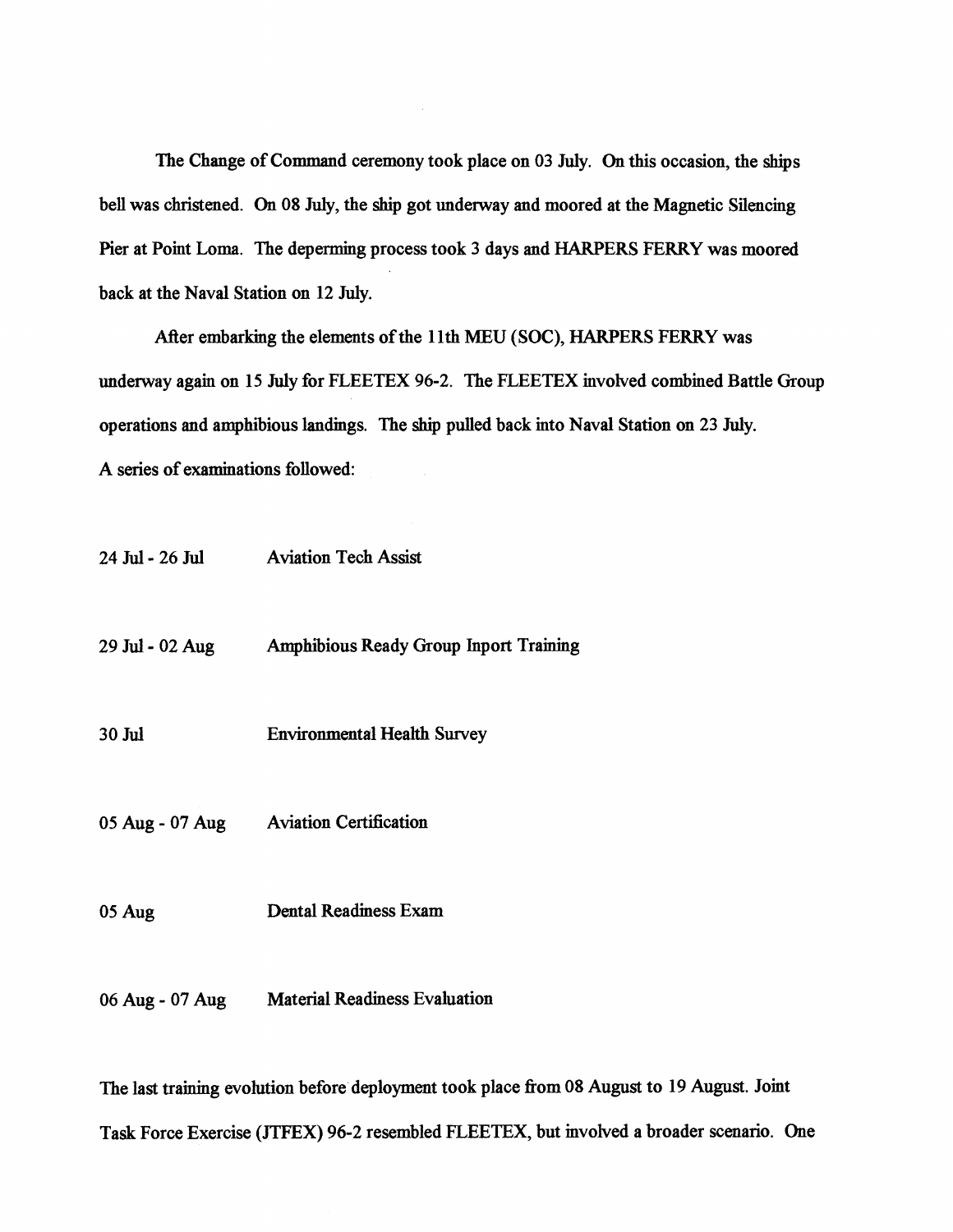The Change of Command ceremony took place on 03 July. On this occasion, the ships bell was christened. On 08 July, the ship got underway and moored at the Magnetic Silencing Pier at Point Loma. The deperming process took 3 days and HARPERS FERRY was moored back at the Naval Station on 12 July.

After embarking the elements of the 11th MEU (SOC), HARPERS FERRY was underway again on 15 July for FLEETEX 96-2. The FLEETEX involved combined Battle Group operations and amphibious landings. The ship pulled back into Naval Station on 23 July. A series of examinations followed:

| | |
|---|---|
| 24 Jul - 26 Jul | Aviation Tech Assist |
| 29 Jul - 02 Aug | Amphibious Ready Group Inport Training |
| 30 Jul | Environmental Health Survey |
| 05 Aug - 07 Aug | Aviation Certification |
| 05 Aug | Dental Readiness Exam |
| 06 Aug - 07 Aug | Material Readiness Evaluation |

The last training evolution before deployment took place from 08 August to 19 August. Joint Task Force Exercise (JTFEX) 96-2 resembled FLEETEX, but involved a broader scenario. One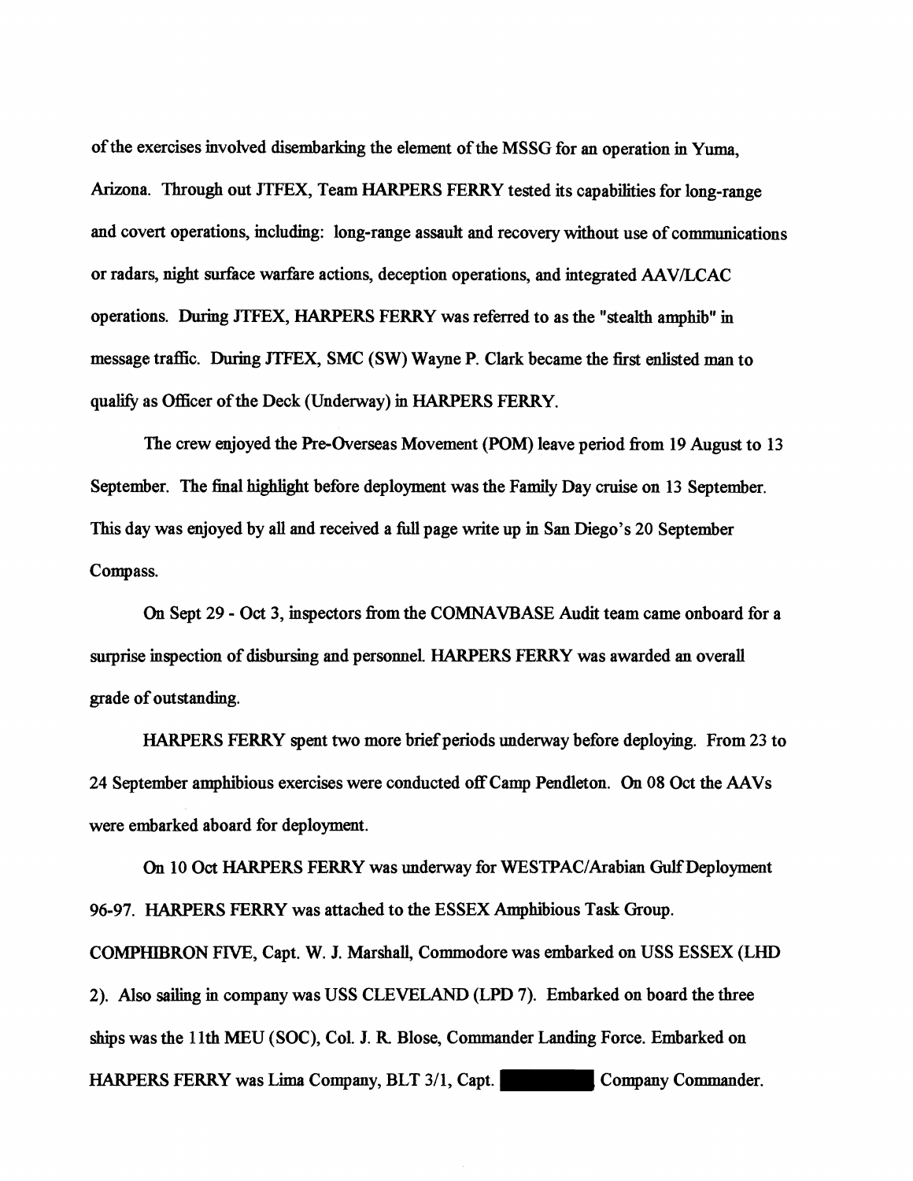of the exercises involved disembarking the element of the MSSG for an operation in Yuma, Arizona. Through out JTFEX, Team HARPERS FERRY tested its capabilities for long-range and covert operations, including: long-range assault and recovery without use of communications or radars, night surface warfare actions, deception operations, and integrated AAV/LCAC operations. During JTFEX, HARPERS FERRY was referred to as the "stealth amphib" in message traffic. During JTFEX, SMC (SW) Wayne P. Clark became the first enlisted man to qualify as Officer of the Deck (Underway) in HARPERS FERRY.

The crew enjoyed the Pre-Overseas Movement (POM) leave period from 19 August to 13 September. The final highlight before deployment was the Family Day cruise on 13 September. This day was enjoyed by all and received a full page write up in San Diego's 20 September Compass.

On Sept 29 - Oct 3, inspectors from the COMNAVBASE Audit team came onboard for a surprise inspection of disbursing and personnel. HARPERS FERRY was awarded an overall grade of outstanding.

HARPERS FERRY spent two more brief periods underway before deploying. From 23 to 24 September amphibious exercises were conducted off Camp Pendleton. On 08 Oct the AAVs were embarked aboard for deployment.

On 10 Oct HARPERS FERRY was underway for WESTPAC/Arabian Gulf Deployment 96-97. HARPERS FERRY was attached to the ESSEX Amphibious Task Group. COMPHIBRON FIVE, Capt. W. J. Marshall, Commodore was embarked on USS ESSEX (LHD 2). Also sailing in company was USS CLEVELAND (LPD 7). Embarked on board the three ships was the 11th MEU (SOC), Col. J. R. Blose, Commander Landing Force. Embarked on HARPERS FERRY was Lima Company, BLT 3/1, Capt. [REDACTED] Company Commander.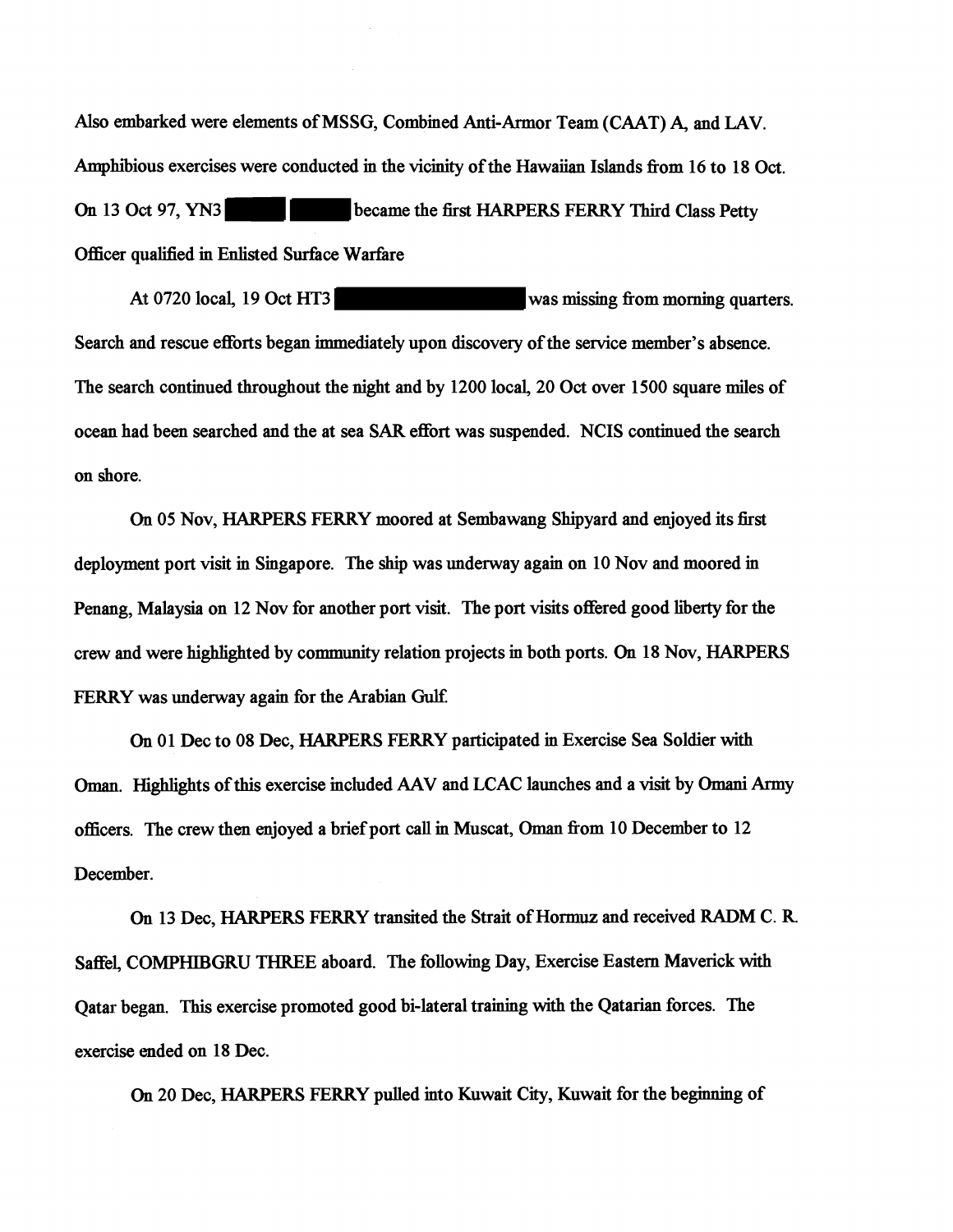Also embarked were elements of MSSG, Combined Anti-Armor Team (CAAT) A, and LAV. Amphibious exercises were conducted in the vicinity of the Hawaiian Islands from 16 to 18 Oct. On 13 Oct 97, YN3 ██████ ██████ became the first HARPERS FERRY Third Class Petty Officer qualified in Enlisted Surface Warfare

At 0720 local, 19 Oct HT3 ████████████████ was missing from morning quarters. Search and rescue efforts began immediately upon discovery of the service member's absence. The search continued throughout the night and by 1200 local, 20 Oct over 1500 square miles of ocean had been searched and the at sea SAR effort was suspended. NCIS continued the search on shore.

On 05 Nov, HARPERS FERRY moored at Sembawang Shipyard and enjoyed its first deployment port visit in Singapore. The ship was underway again on 10 Nov and moored in Penang, Malaysia on 12 Nov for another port visit. The port visits offered good liberty for the crew and were highlighted by community relation projects in both ports. On 18 Nov, HARPERS FERRY was underway again for the Arabian Gulf.

On 01 Dec to 08 Dec, HARPERS FERRY participated in Exercise Sea Soldier with Oman. Highlights of this exercise included AAV and LCAC launches and a visit by Omani Army officers. The crew then enjoyed a brief port call in Muscat, Oman from 10 December to 12 December.

On 13 Dec, HARPERS FERRY transited the Strait of Hormuz and received RADM C. R. Saffel, COMPHIBGRU THREE aboard. The following Day, Exercise Eastern Maverick with Qatar began. This exercise promoted good bi-lateral training with the Qatarian forces. The exercise ended on 18 Dec.

On 20 Dec, HARPERS FERRY pulled into Kuwait City, Kuwait for the beginning of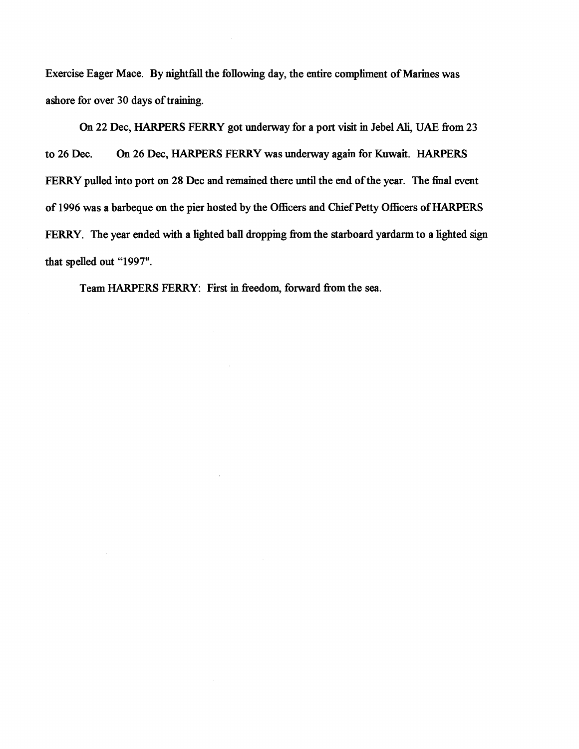Exercise Eager Mace. By nightfall the following day, the entire compliment of Marines was ashore for over 30 days of training.

On 22 Dec, HARPERS FERRY got underway for a port visit in Jebel Ali, UAE from 23 to 26 Dec. On 26 Dec, HARPERS FERRY was underway again for Kuwait. HARPERS FERRY pulled into port on 28 Dec and remained there until the end of the year. The final event of 1996 was a barbeque on the pier hosted by the Officers and Chief Petty Officers of HARPERS FERRY. The year ended with a lighted ball dropping from the starboard yardarm to a lighted sign that spelled out "1997".

Team HARPERS FERRY: First in freedom, forward from the sea.